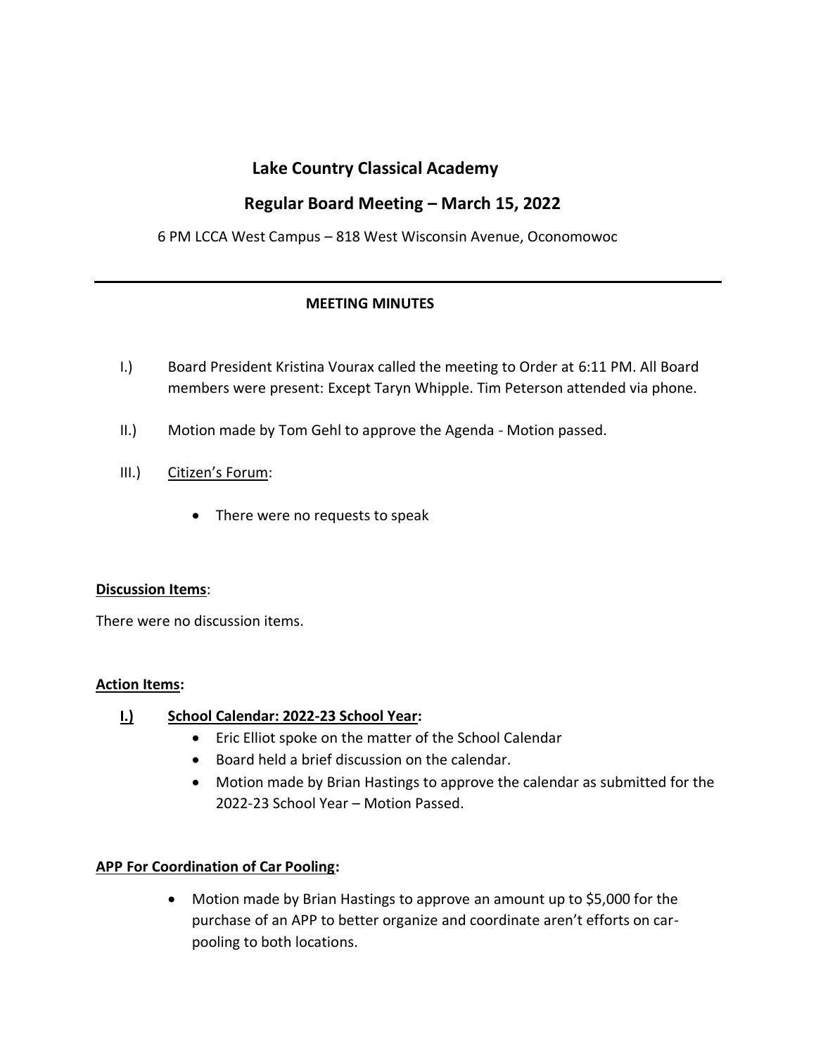# Lake Country Classical Academy

## Regular Board Meeting – March 15, 2022

6 PM LCCA West Campus – 818 West Wisconsin Avenue, Oconomowoc

---

**MEETING MINUTES**

I.) Board President Kristina Vourax called the meeting to Order at 6:11 PM. All Board members were present: Except Taryn Whipple. Tim Peterson attended via phone.

II.) Motion made by Tom Gehl to approve the Agenda - Motion passed.

III.) Citizen's Forum:

- There were no requests to speak

**Discussion Items**:

There were no discussion items.

**Action Items:**

**I.) School Calendar: 2022-23 School Year:**

- Eric Elliot spoke on the matter of the School Calendar
- Board held a brief discussion on the calendar.
- Motion made by Brian Hastings to approve the calendar as submitted for the 2022-23 School Year – Motion Passed.

**APP For Coordination of Car Pooling:**

- Motion made by Brian Hastings to approve an amount up to $5,000 for the purchase of an APP to better organize and coordinate aren't efforts on car-pooling to both locations.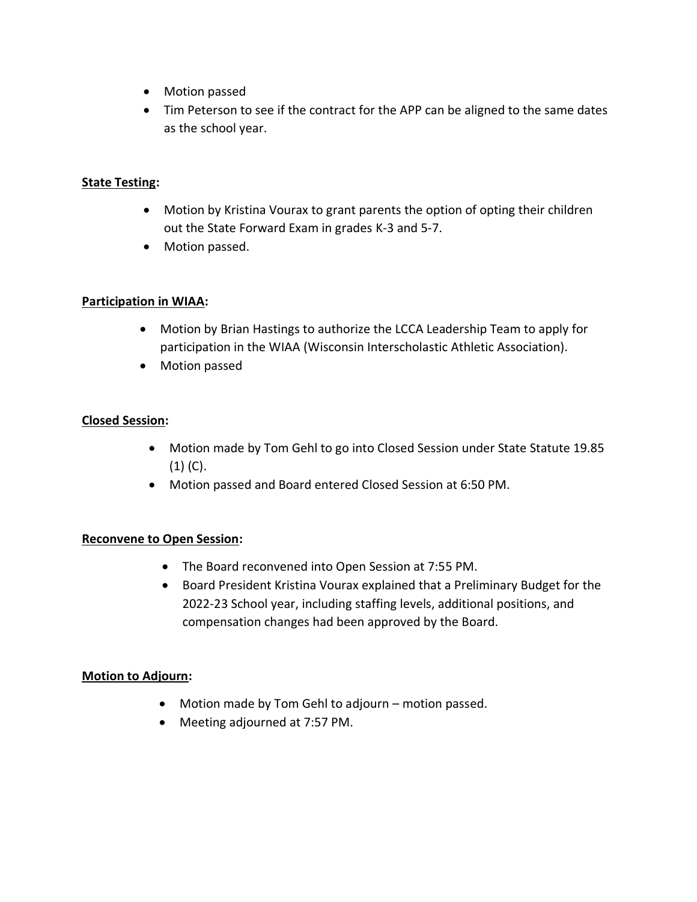- Motion passed
- Tim Peterson to see if the contract for the APP can be aligned to the same dates as the school year.

**State Testing:**

- Motion by Kristina Vourax to grant parents the option of opting their children out the State Forward Exam in grades K-3 and 5-7.
- Motion passed.

**Participation in WIAA:**

- Motion by Brian Hastings to authorize the LCCA Leadership Team to apply for participation in the WIAA (Wisconsin Interscholastic Athletic Association).
- Motion passed

**Closed Session:**

- Motion made by Tom Gehl to go into Closed Session under State Statute 19.85 (1) (C).
- Motion passed and Board entered Closed Session at 6:50 PM.

**Reconvene to Open Session:**

- The Board reconvened into Open Session at 7:55 PM.
- Board President Kristina Vourax explained that a Preliminary Budget for the 2022-23 School year, including staffing levels, additional positions, and compensation changes had been approved by the Board.

**Motion to Adjourn:**

- Motion made by Tom Gehl to adjourn – motion passed.
- Meeting adjourned at 7:57 PM.